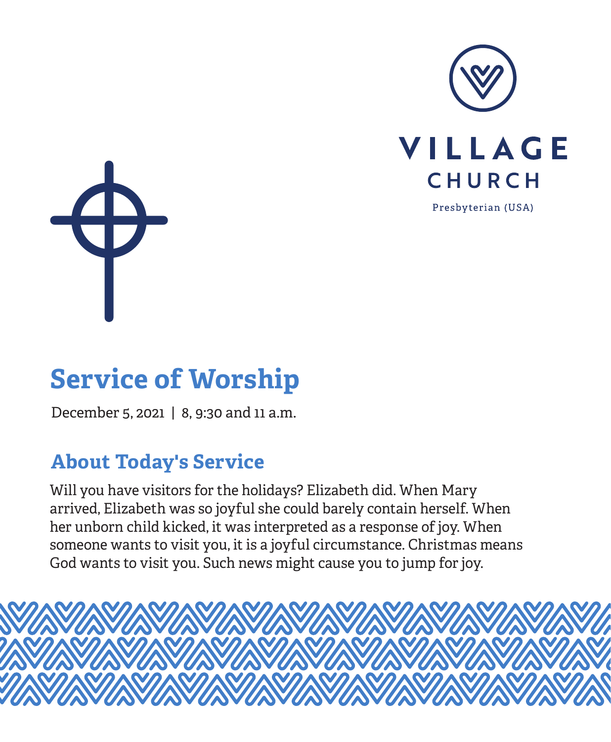VILLAGE CHURCH

Presbyterian (USA)

# Service of Worship

December 5, 2021 | 8, 9:30 and 11 a.m.

## About Today's Service

Will you have visitors for the holidays? Elizabeth did. When Mary arrived, Elizabeth was so joyful she could barely contain herself. When her unborn child kicked, it was interpreted as a response of joy. When someone wants to visit you, it is a joyful circumstance. Christmas means God wants to visit you. Such news might cause you to jump for joy.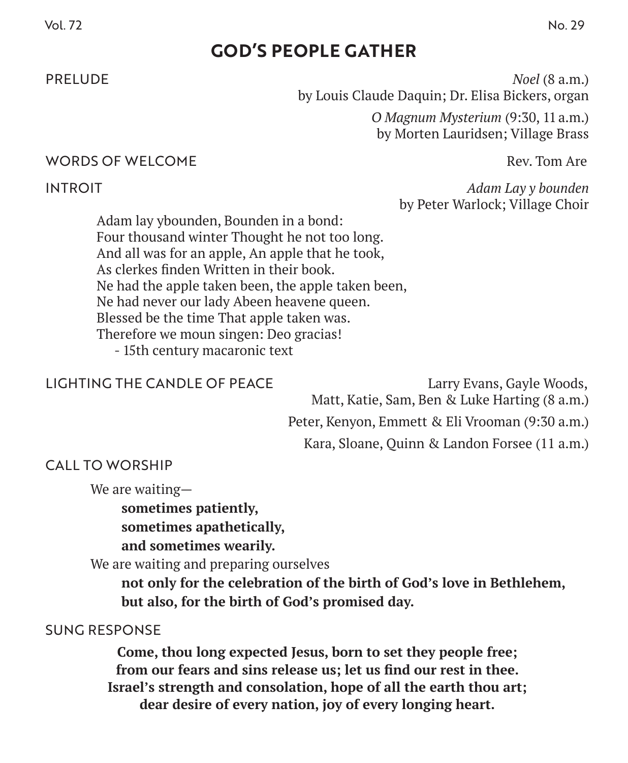# GOD'S PEOPLE GATHER

PRELUDE — *Noel* (8 a.m.)
by Louis Claude Daquin; Dr. Elisa Bickers, organ

*O Magnum Mysterium* (9:30, 11 a.m.)
by Morten Lauridsen; Village Brass

WORDS OF WELCOME — Rev. Tom Are

INTROIT — *Adam Lay y bounden*
by Peter Warlock; Village Choir

> Adam lay ybounden, Bounden in a bond:
> Four thousand winter Thought he not too long.
> And all was for an apple, An apple that he took,
> As clerkes finden Written in their book.
> Ne had the apple taken been, the apple taken been,
> Ne had never our lady Abeen heavene queen.
> Blessed be the time That apple taken was.
> Therefore we moun singen: Deo gracias!
> - 15th century macaronic text

LIGHTING THE CANDLE OF PEACE — Larry Evans, Gayle Woods,
Matt, Katie, Sam, Ben & Luke Harting (8 a.m.)

Peter, Kenyon, Emmett & Eli Vrooman (9:30 a.m.)

Kara, Sloane, Quinn & Landon Forsee (11 a.m.)

CALL TO WORSHIP

We are waiting—

**sometimes patiently,**
**sometimes apathetically,**
**and sometimes wearily.**

We are waiting and preparing ourselves

**not only for the celebration of the birth of God's love in Bethlehem,**
**but also, for the birth of God's promised day.**

SUNG RESPONSE

**Come, thou long expected Jesus, born to set they people free;**
**from our fears and sins release us; let us find our rest in thee.**
**Israel's strength and consolation, hope of all the earth thou art;**
**dear desire of every nation, joy of every longing heart.**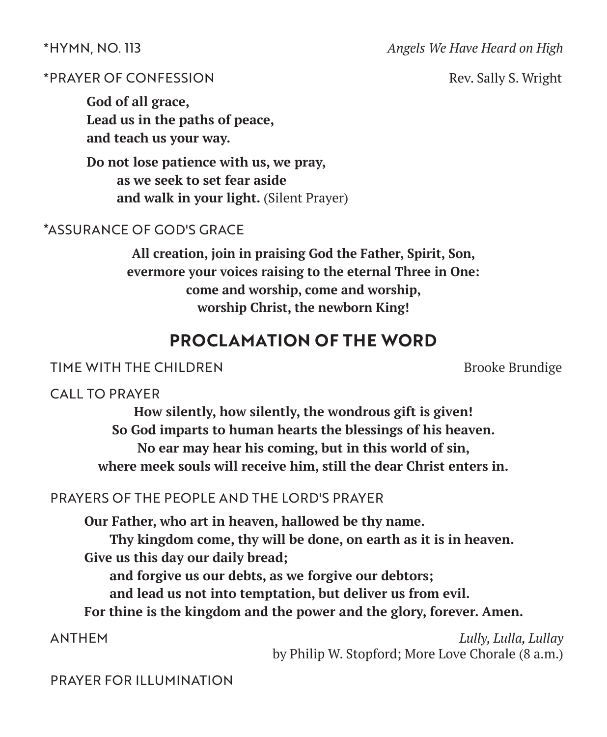*HYMN, NO. 113 — *Angels We Have Heard on High*

*PRAYER OF CONFESSION — Rev. Sally S. Wright

**God of all grace,**
**Lead us in the paths of peace,**
**and teach us your way.**

**Do not lose patience with us, we pray,**
**as we seek to set fear aside**
**and walk in your light.** (Silent Prayer)

*ASSURANCE OF GOD'S GRACE

**All creation, join in praising God the Father, Spirit, Son,**
**evermore your voices raising to the eternal Three in One:**
**come and worship, come and worship,**
**worship Christ, the newborn King!**

## PROCLAMATION OF THE WORD

TIME WITH THE CHILDREN — Brooke Brundige

CALL TO PRAYER

**How silently, how silently, the wondrous gift is given!**
**So God imparts to human hearts the blessings of his heaven.**
**No ear may hear his coming, but in this world of sin,**
**where meek souls will receive him, still the dear Christ enters in.**

PRAYERS OF THE PEOPLE AND THE LORD'S PRAYER

**Our Father, who art in heaven, hallowed be thy name.**
**Thy kingdom come, thy will be done, on earth as it is in heaven.**
**Give us this day our daily bread;**
**and forgive us our debts, as we forgive our debtors;**
**and lead us not into temptation, but deliver us from evil.**
**For thine is the kingdom and the power and the glory, forever. Amen.**

ANTHEM — *Lully, Lulla, Lullay*
by Philip W. Stopford; More Love Chorale (8 a.m.)

PRAYER FOR ILLUMINATION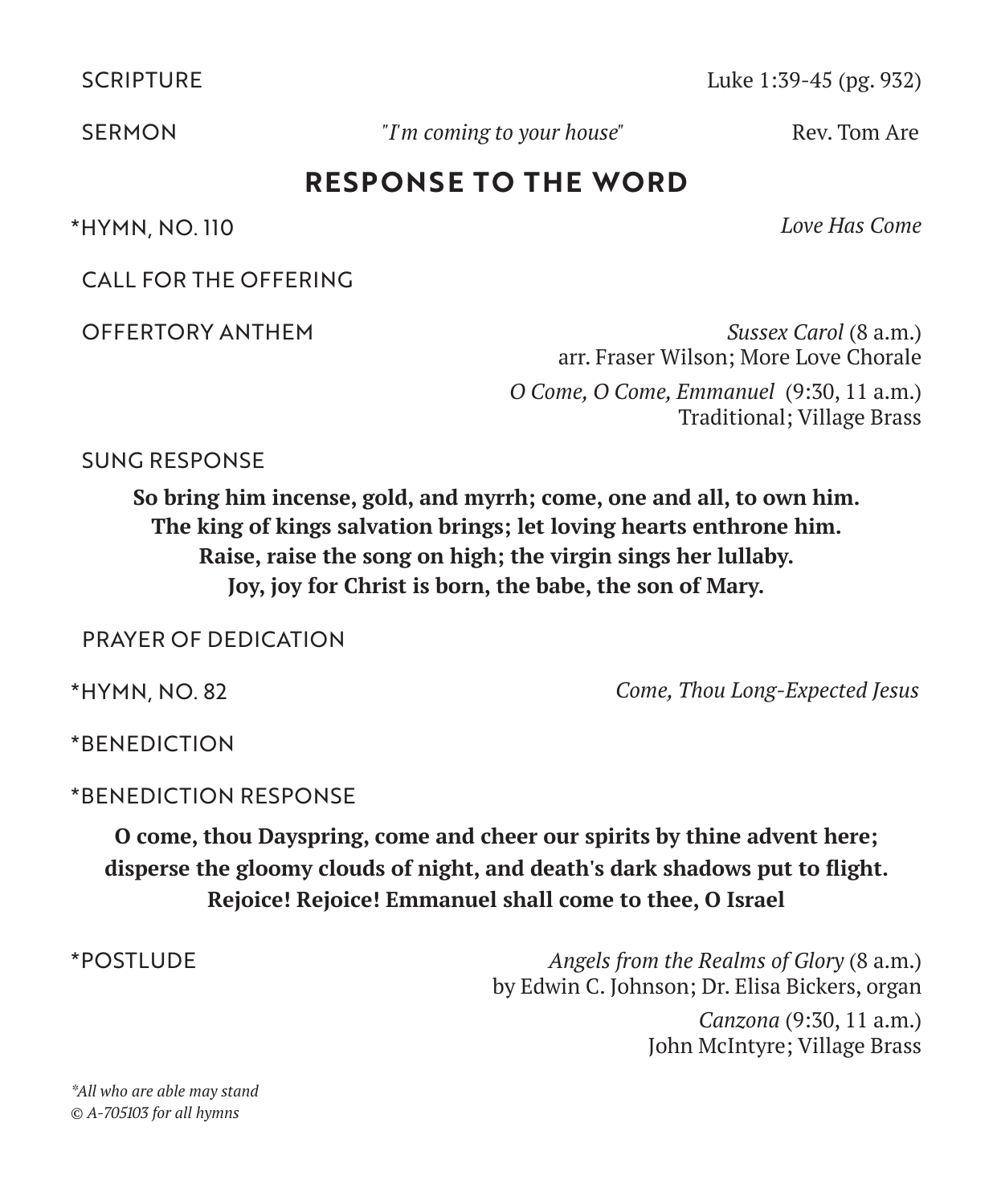SCRIPTURE Luke 1:39-45 (pg. 932)

SERMON *"I'm coming to your house"* Rev. Tom Are

## RESPONSE TO THE WORD

*HYMN, NO. 110 *Love Has Come*

CALL FOR THE OFFERING

OFFERTORY ANTHEM *Sussex Carol* (8 a.m.)
arr. Fraser Wilson; More Love Chorale

*O Come, O Come, Emmanuel* (9:30, 11 a.m.)
Traditional; Village Brass

SUNG RESPONSE

**So bring him incense, gold, and myrrh; come, one and all, to own him.**
**The king of kings salvation brings; let loving hearts enthrone him.**
**Raise, raise the song on high; the virgin sings her lullaby.**
**Joy, joy for Christ is born, the babe, the son of Mary.**

PRAYER OF DEDICATION

*HYMN, NO. 82 *Come, Thou Long-Expected Jesus*

*BENEDICTION

*BENEDICTION RESPONSE

**O come, thou Dayspring, come and cheer our spirits by thine advent here;**
**disperse the gloomy clouds of night, and death's dark shadows put to flight.**
**Rejoice! Rejoice! Emmanuel shall come to thee, O Israel**

*POSTLUDE *Angels from the Realms of Glory* (8 a.m.)
by Edwin C. Johnson; Dr. Elisa Bickers, organ

*Canzona* (9:30, 11 a.m.)
John McIntyre; Village Brass

*\*All who are able may stand*
*© A-705103 for all hymns*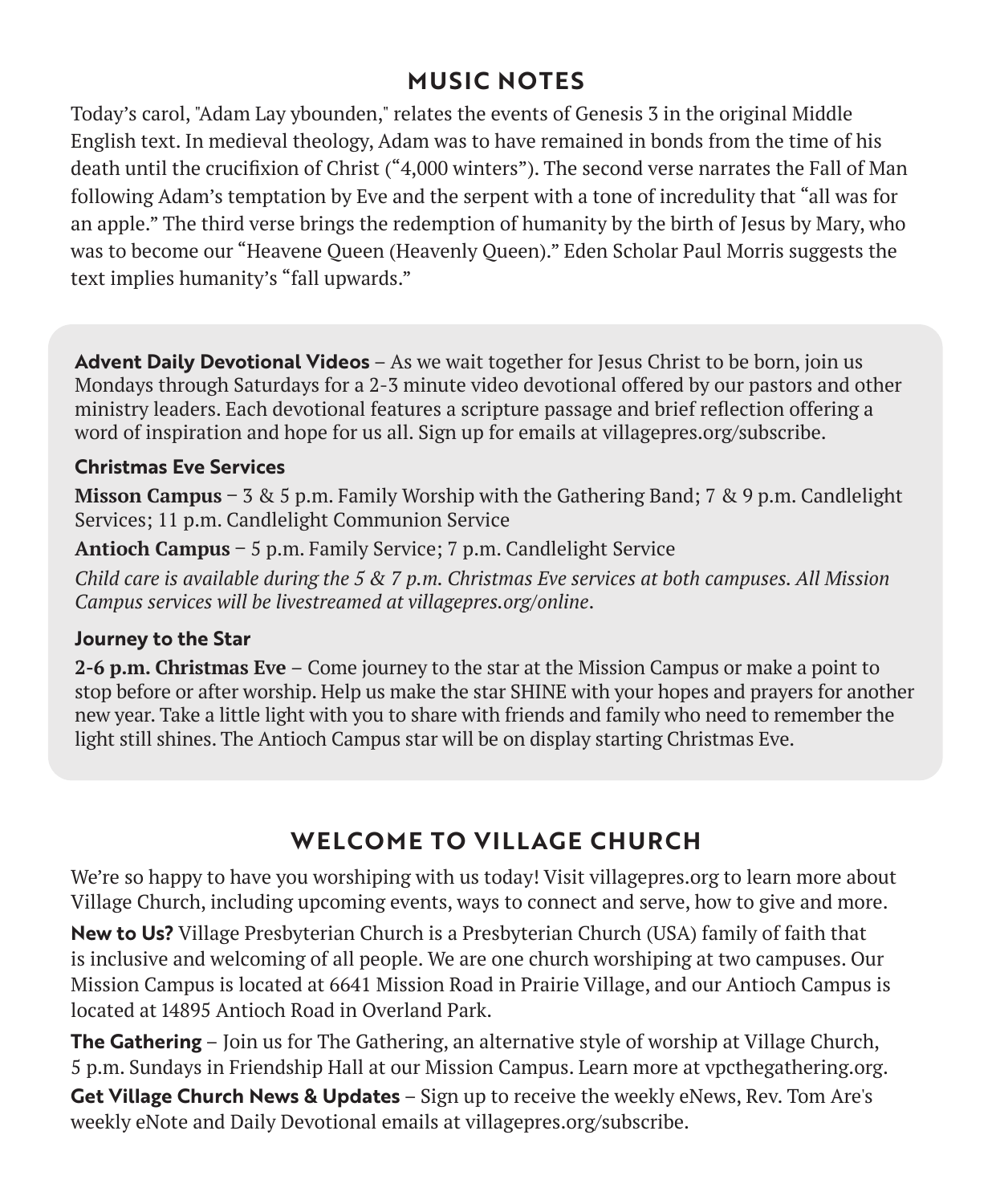## MUSIC NOTES

Today's carol, "Adam Lay ybounden," relates the events of Genesis 3 in the original Middle English text. In medieval theology, Adam was to have remained in bonds from the time of his death until the crucifixion of Christ ("4,000 winters"). The second verse narrates the Fall of Man following Adam's temptation by Eve and the serpent with a tone of incredulity that "all was for an apple." The third verse brings the redemption of humanity by the birth of Jesus by Mary, who was to become our "Heavene Queen (Heavenly Queen)." Eden Scholar Paul Morris suggests the text implies humanity's "fall upwards."

**Advent Daily Devotional Videos** – As we wait together for Jesus Christ to be born, join us Mondays through Saturdays for a 2-3 minute video devotional offered by our pastors and other ministry leaders. Each devotional features a scripture passage and brief reflection offering a word of inspiration and hope for us all. Sign up for emails at villagepres.org/subscribe.

### Christmas Eve Services

**Misson Campus** – 3 & 5 p.m. Family Worship with the Gathering Band; 7 & 9 p.m. Candlelight Services; 11 p.m. Candlelight Communion Service

**Antioch Campus** – 5 p.m. Family Service; 7 p.m. Candlelight Service

*Child care is available during the 5 & 7 p.m. Christmas Eve services at both campuses. All Mission Campus services will be livestreamed at villagepres.org/online.*

### Journey to the Star

**2-6 p.m. Christmas Eve** – Come journey to the star at the Mission Campus or make a point to stop before or after worship. Help us make the star SHINE with your hopes and prayers for another new year. Take a little light with you to share with friends and family who need to remember the light still shines. The Antioch Campus star will be on display starting Christmas Eve.

## WELCOME TO VILLAGE CHURCH

We're so happy to have you worshiping with us today! Visit villagepres.org to learn more about Village Church, including upcoming events, ways to connect and serve, how to give and more.

**New to Us?** Village Presbyterian Church is a Presbyterian Church (USA) family of faith that is inclusive and welcoming of all people. We are one church worshiping at two campuses. Our Mission Campus is located at 6641 Mission Road in Prairie Village, and our Antioch Campus is located at 14895 Antioch Road in Overland Park.

**The Gathering** – Join us for The Gathering, an alternative style of worship at Village Church, 5 p.m. Sundays in Friendship Hall at our Mission Campus. Learn more at vpcthegathering.org.

**Get Village Church News & Updates** – Sign up to receive the weekly eNews, Rev. Tom Are's weekly eNote and Daily Devotional emails at villagepres.org/subscribe.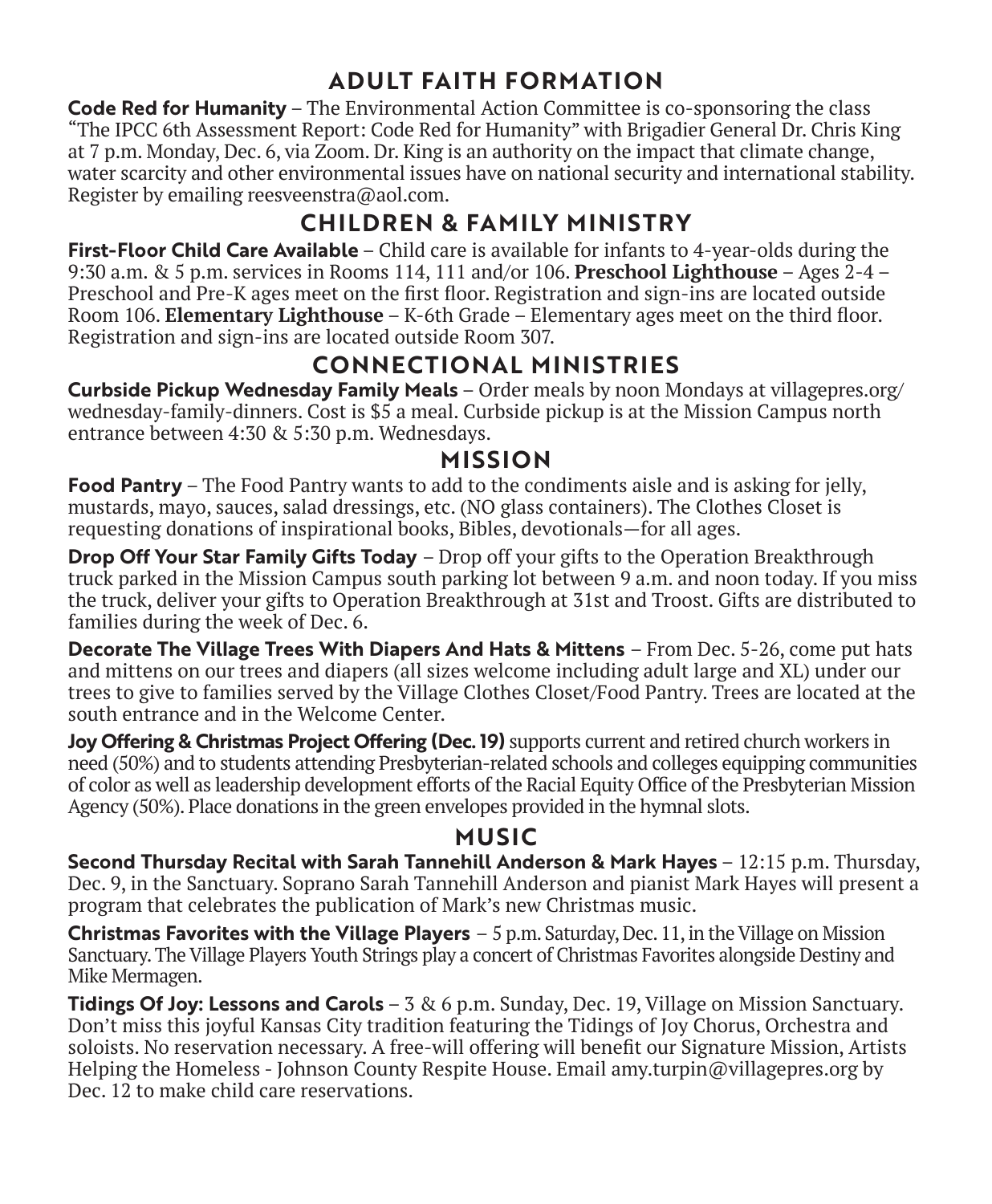## ADULT FAITH FORMATION

**Code Red for Humanity** – The Environmental Action Committee is co-sponsoring the class "The IPCC 6th Assessment Report: Code Red for Humanity" with Brigadier General Dr. Chris King at 7 p.m. Monday, Dec. 6, via Zoom. Dr. King is an authority on the impact that climate change, water scarcity and other environmental issues have on national security and international stability. Register by emailing reesveenstra@aol.com.

## CHILDREN & FAMILY MINISTRY

**First-Floor Child Care Available** – Child care is available for infants to 4-year-olds during the 9:30 a.m. & 5 p.m. services in Rooms 114, 111 and/or 106. **Preschool Lighthouse** – Ages 2-4 – Preschool and Pre-K ages meet on the first floor. Registration and sign-ins are located outside Room 106. **Elementary Lighthouse** – K-6th Grade – Elementary ages meet on the third floor. Registration and sign-ins are located outside Room 307.

## CONNECTIONAL MINISTRIES

**Curbside Pickup Wednesday Family Meals** – Order meals by noon Mondays at villagepres.org/wednesday-family-dinners. Cost is $5 a meal. Curbside pickup is at the Mission Campus north entrance between 4:30 & 5:30 p.m. Wednesdays.

## MISSION

**Food Pantry** – The Food Pantry wants to add to the condiments aisle and is asking for jelly, mustards, mayo, sauces, salad dressings, etc. (NO glass containers). The Clothes Closet is requesting donations of inspirational books, Bibles, devotionals—for all ages.

**Drop Off Your Star Family Gifts Today** – Drop off your gifts to the Operation Breakthrough truck parked in the Mission Campus south parking lot between 9 a.m. and noon today. If you miss the truck, deliver your gifts to Operation Breakthrough at 31st and Troost. Gifts are distributed to families during the week of Dec. 6.

**Decorate The Village Trees With Diapers And Hats & Mittens** – From Dec. 5-26, come put hats and mittens on our trees and diapers (all sizes welcome including adult large and XL) under our trees to give to families served by the Village Clothes Closet/Food Pantry. Trees are located at the south entrance and in the Welcome Center.

**Joy Offering & Christmas Project Offering (Dec. 19)** supports current and retired church workers in need (50%) and to students attending Presbyterian-related schools and colleges equipping communities of color as well as leadership development efforts of the Racial Equity Office of the Presbyterian Mission Agency (50%). Place donations in the green envelopes provided in the hymnal slots.

## MUSIC

**Second Thursday Recital with Sarah Tannehill Anderson & Mark Hayes** – 12:15 p.m. Thursday, Dec. 9, in the Sanctuary. Soprano Sarah Tannehill Anderson and pianist Mark Hayes will present a program that celebrates the publication of Mark's new Christmas music.

**Christmas Favorites with the Village Players** – 5 p.m. Saturday, Dec. 11, in the Village on Mission Sanctuary. The Village Players Youth Strings play a concert of Christmas Favorites alongside Destiny and Mike Mermagen.

**Tidings Of Joy: Lessons and Carols** – 3 & 6 p.m. Sunday, Dec. 19, Village on Mission Sanctuary. Don't miss this joyful Kansas City tradition featuring the Tidings of Joy Chorus, Orchestra and soloists. No reservation necessary. A free-will offering will benefit our Signature Mission, Artists Helping the Homeless - Johnson County Respite House. Email amy.turpin@villagepres.org by Dec. 12 to make child care reservations.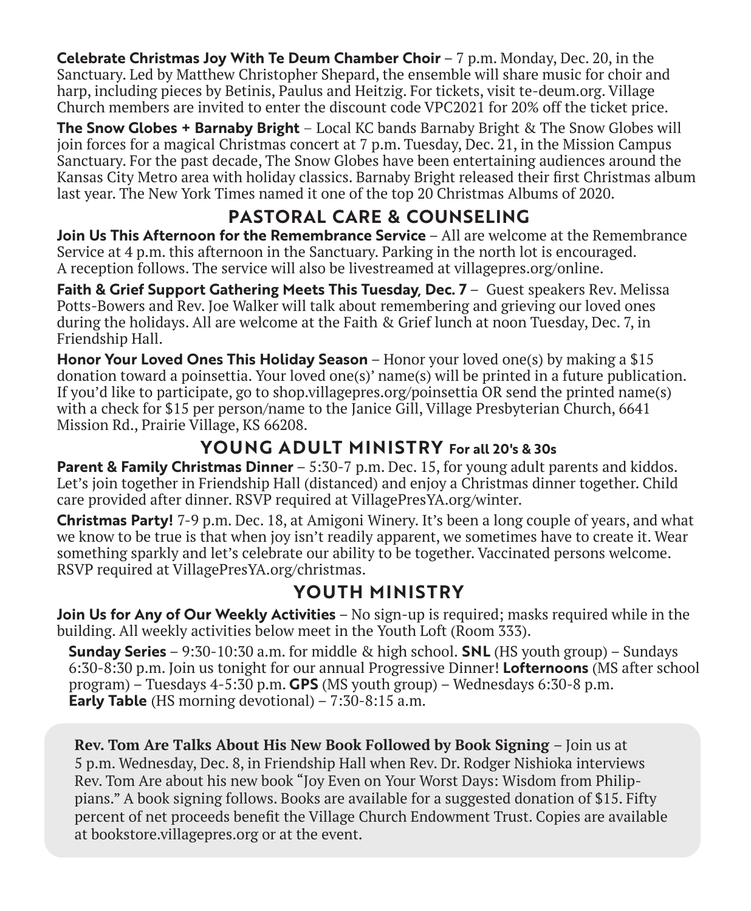**Celebrate Christmas Joy With Te Deum Chamber Choir** – 7 p.m. Monday, Dec. 20, in the Sanctuary. Led by Matthew Christopher Shepard, the ensemble will share music for choir and harp, including pieces by Betinis, Paulus and Heitzig. For tickets, visit te-deum.org. Village Church members are invited to enter the discount code VPC2021 for 20% off the ticket price.

**The Snow Globes + Barnaby Bright** – Local KC bands Barnaby Bright & The Snow Globes will join forces for a magical Christmas concert at 7 p.m. Tuesday, Dec. 21, in the Mission Campus Sanctuary. For the past decade, The Snow Globes have been entertaining audiences around the Kansas City Metro area with holiday classics. Barnaby Bright released their first Christmas album last year. The New York Times named it one of the top 20 Christmas Albums of 2020.

## PASTORAL CARE & COUNSELING

**Join Us This Afternoon for the Remembrance Service** – All are welcome at the Remembrance Service at 4 p.m. this afternoon in the Sanctuary. Parking in the north lot is encouraged. A reception follows. The service will also be livestreamed at villagepres.org/online.

**Faith & Grief Support Gathering Meets This Tuesday, Dec. 7** – Guest speakers Rev. Melissa Potts-Bowers and Rev. Joe Walker will talk about remembering and grieving our loved ones during the holidays. All are welcome at the Faith & Grief lunch at noon Tuesday, Dec. 7, in Friendship Hall.

**Honor Your Loved Ones This Holiday Season** – Honor your loved one(s) by making a $15 donation toward a poinsettia. Your loved one(s)' name(s) will be printed in a future publication. If you'd like to participate, go to shop.villagepres.org/poinsettia OR send the printed name(s) with a check for $15 per person/name to the Janice Gill, Village Presbyterian Church, 6641 Mission Rd., Prairie Village, KS 66208.

## YOUNG ADULT MINISTRY For all 20's & 30s

**Parent & Family Christmas Dinner** – 5:30-7 p.m. Dec. 15, for young adult parents and kiddos. Let's join together in Friendship Hall (distanced) and enjoy a Christmas dinner together. Child care provided after dinner. RSVP required at VillagePresYA.org/winter.

**Christmas Party!** 7-9 p.m. Dec. 18, at Amigoni Winery. It's been a long couple of years, and what we know to be true is that when joy isn't readily apparent, we sometimes have to create it. Wear something sparkly and let's celebrate our ability to be together. Vaccinated persons welcome. RSVP required at VillagePresYA.org/christmas.

## YOUTH MINISTRY

**Join Us for Any of Our Weekly Activities** – No sign-up is required; masks required while in the building. All weekly activities below meet in the Youth Loft (Room 333).

**Sunday Series** – 9:30-10:30 a.m. for middle & high school. **SNL** (HS youth group) – Sundays 6:30-8:30 p.m. Join us tonight for our annual Progressive Dinner! **Lofternoons** (MS after school program) – Tuesdays 4-5:30 p.m. **GPS** (MS youth group) – Wednesdays 6:30-8 p.m. **Early Table** (HS morning devotional) – 7:30-8:15 a.m.

**Rev. Tom Are Talks About His New Book Followed by Book Signing** – Join us at 5 p.m. Wednesday, Dec. 8, in Friendship Hall when Rev. Dr. Rodger Nishioka interviews Rev. Tom Are about his new book "Joy Even on Your Worst Days: Wisdom from Philippians." A book signing follows. Books are available for a suggested donation of $15. Fifty percent of net proceeds benefit the Village Church Endowment Trust. Copies are available at bookstore.villagepres.org or at the event.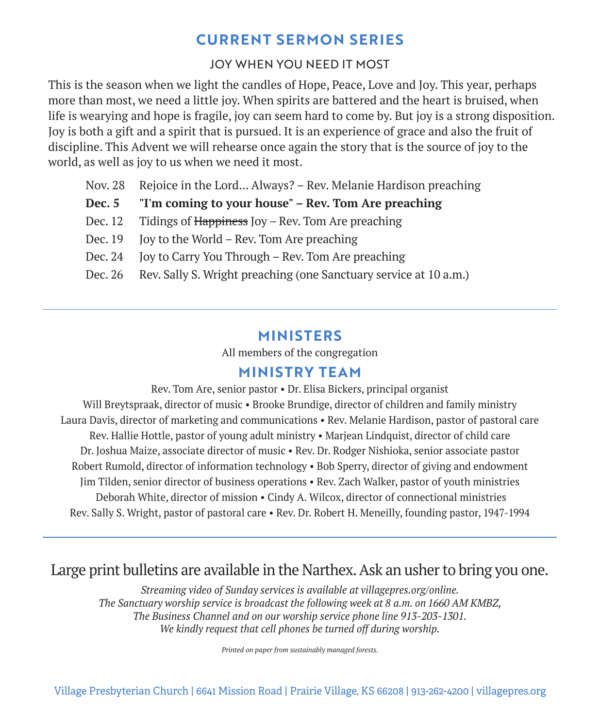## CURRENT SERMON SERIES

JOY WHEN YOU NEED IT MOST

This is the season when we light the candles of Hope, Peace, Love and Joy. This year, perhaps more than most, we need a little joy. When spirits are battered and the heart is bruised, when life is wearying and hope is fragile, joy can seem hard to come by. But joy is a strong disposition. Joy is both a gift and a spirit that is pursued. It is an experience of grace and also the fruit of discipline. This Advent we will rehearse once again the story that is the source of joy to the world, as well as joy to us when we need it most.

| | |
|---|---|
| Nov. 28 | Rejoice in the Lord… Always? – Rev. Melanie Hardison preaching |
| **Dec. 5** | **"I'm coming to your house" – Rev. Tom Are preaching** |
| Dec. 12 | Tidings of ~~Happiness~~ Joy – Rev. Tom Are preaching |
| Dec. 19 | Joy to the World – Rev. Tom Are preaching |
| Dec. 24 | Joy to Carry You Through – Rev. Tom Are preaching |
| Dec. 26 | Rev. Sally S. Wright preaching (one Sanctuary service at 10 a.m.) |

---

## MINISTERS

All members of the congregation

## MINISTRY TEAM

Rev. Tom Are, senior pastor • Dr. Elisa Bickers, principal organist
Will Breytspraak, director of music • Brooke Brundige, director of children and family ministry
Laura Davis, director of marketing and communications • Rev. Melanie Hardison, pastor of pastoral care
Rev. Hallie Hottle, pastor of young adult ministry • Marjean Lindquist, director of child care
Dr. Joshua Maize, associate director of music • Rev. Dr. Rodger Nishioka, senior associate pastor
Robert Rumold, director of information technology • Bob Sperry, director of giving and endowment
Jim Tilden, senior director of business operations • Rev. Zach Walker, pastor of youth ministries
Deborah White, director of mission • Cindy A. Wilcox, director of connectional ministries
Rev. Sally S. Wright, pastor of pastoral care • Rev. Dr. Robert H. Meneilly, founding pastor, 1947-1994

---

Large print bulletins are available in the Narthex. Ask an usher to bring you one.

*Streaming video of Sunday services is available at villagepres.org/online.*
*The Sanctuary worship service is broadcast the following week at 8 a.m. on 1660 AM KMBZ,*
*The Business Channel and on our worship service phone line 913-203-1301.*
*We kindly request that cell phones be turned off during worship.*

*Printed on paper from sustainably managed forests.*

Village Presbyterian Church | 6641 Mission Road | Prairie Village, KS 66208 | 913-262-4200 | villagepres.org